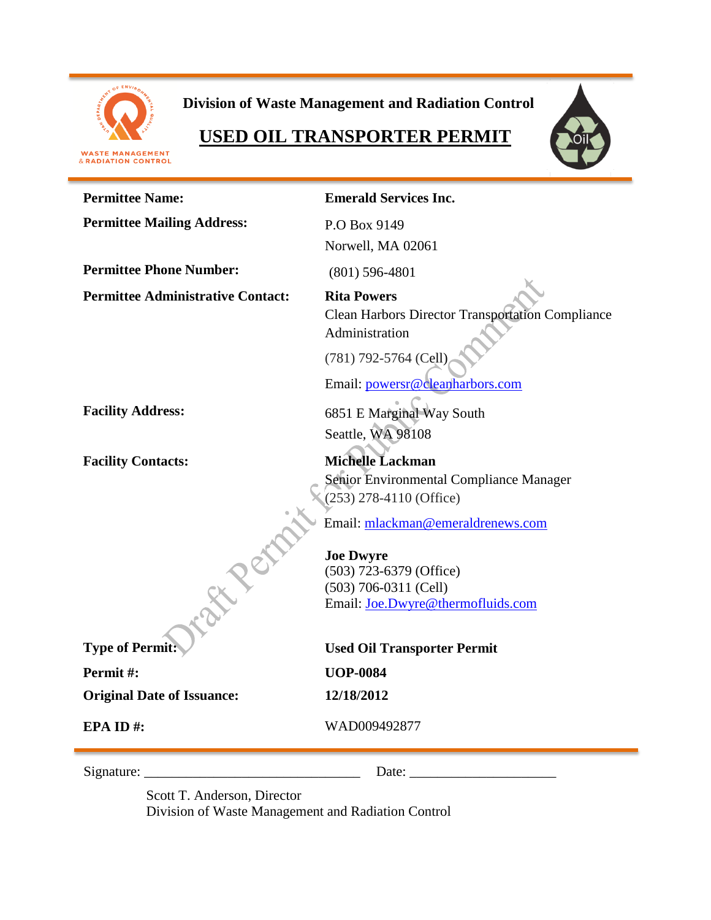WASTE MANAGEMENT & RADIATION CONTROL

**Division of Waste Management and Radiation Control**

# USED OIL TRANSPORTER PERMIT

| | |
|---|---|
| **Permittee Name:** | **Emerald Services Inc.** |
| **Permittee Mailing Address:** | P.O Box 9149<br>Norwell, MA 02061 |
| **Permittee Phone Number:** | (801) 596-4801 |
| **Permittee Administrative Contact:** | **Rita Powers**<br>Clean Harbors Director Transportation Compliance Administration<br>(781) 792-5764 (Cell)<br>Email: powersr@cleanharbors.com |
| **Facility Address:** | 6851 E Marginal Way South<br>Seattle, WA 98108 |
| **Facility Contacts:** | **Michelle Lackman**<br>Senior Environmental Compliance Manager<br>(253) 278-4110 (Office)<br>Email: mlackman@emeraldrenews.com<br><br>**Joe Dwyre**<br>(503) 723-6379 (Office)<br>(503) 706-0311 (Cell)<br>Email: Joe.Dwyre@thermofluids.com |
| **Type of Permit:** | **Used Oil Transporter Permit** |
| **Permit #:** | **UOP-0084** |
| **Original Date of Issuance:** | **12/18/2012** |
| **EPA ID #:** | WAD009492877 |

Draft Permit for Public Comment

Signature: ______________________________ Date: ____________________

Scott T. Anderson, Director
Division of Waste Management and Radiation Control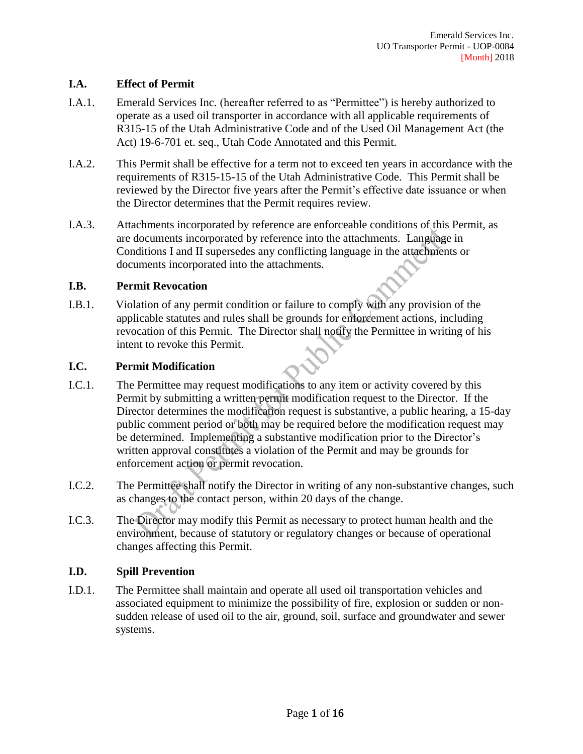## I.A. Effect of Permit

I.A.1. Emerald Services Inc. (hereafter referred to as "Permittee") is hereby authorized to operate as a used oil transporter in accordance with all applicable requirements of R315-15 of the Utah Administrative Code and of the Used Oil Management Act (the Act) 19-6-701 et. seq., Utah Code Annotated and this Permit.

I.A.2. This Permit shall be effective for a term not to exceed ten years in accordance with the requirements of R315-15-15 of the Utah Administrative Code. This Permit shall be reviewed by the Director five years after the Permit's effective date issuance or when the Director determines that the Permit requires review.

I.A.3. Attachments incorporated by reference are enforceable conditions of this Permit, as are documents incorporated by reference into the attachments. Language in Conditions I and II supersedes any conflicting language in the attachments or documents incorporated into the attachments.

## I.B. Permit Revocation

I.B.1. Violation of any permit condition or failure to comply with any provision of the applicable statutes and rules shall be grounds for enforcement actions, including revocation of this Permit. The Director shall notify the Permittee in writing of his intent to revoke this Permit.

## I.C. Permit Modification

I.C.1. The Permittee may request modifications to any item or activity covered by this Permit by submitting a written permit modification request to the Director. If the Director determines the modification request is substantive, a public hearing, a 15-day public comment period or both may be required before the modification request may be determined. Implementing a substantive modification prior to the Director's written approval constitutes a violation of the Permit and may be grounds for enforcement action or permit revocation.

I.C.2. The Permittee shall notify the Director in writing of any non-substantive changes, such as changes to the contact person, within 20 days of the change.

I.C.3. The Director may modify this Permit as necessary to protect human health and the environment, because of statutory or regulatory changes or because of operational changes affecting this Permit.

## I.D. Spill Prevention

I.D.1. The Permittee shall maintain and operate all used oil transportation vehicles and associated equipment to minimize the possibility of fire, explosion or sudden or non-sudden release of used oil to the air, ground, soil, surface and groundwater and sewer systems.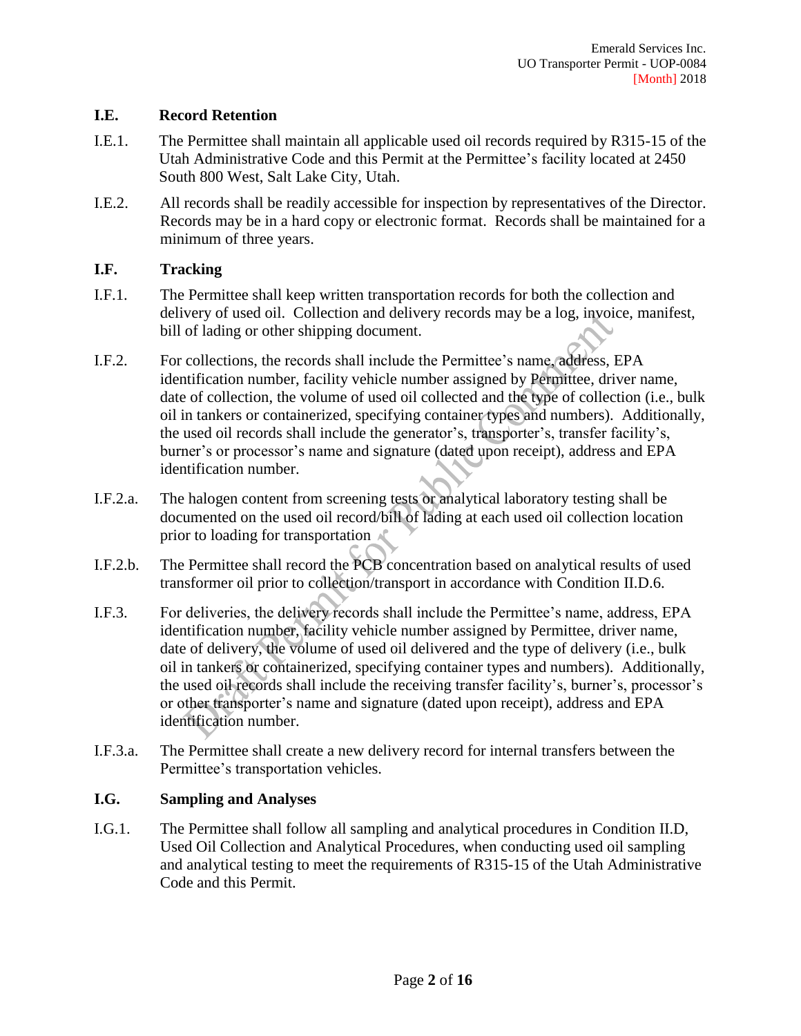### I.E. Record Retention

I.E.1. The Permittee shall maintain all applicable used oil records required by R315-15 of the Utah Administrative Code and this Permit at the Permittee's facility located at 2450 South 800 West, Salt Lake City, Utah.

I.E.2. All records shall be readily accessible for inspection by representatives of the Director. Records may be in a hard copy or electronic format. Records shall be maintained for a minimum of three years.

### I.F. Tracking

I.F.1. The Permittee shall keep written transportation records for both the collection and delivery of used oil. Collection and delivery records may be a log, invoice, manifest, bill of lading or other shipping document.

I.F.2. For collections, the records shall include the Permittee's name, address, EPA identification number, facility vehicle number assigned by Permittee, driver name, date of collection, the volume of used oil collected and the type of collection (i.e., bulk oil in tankers or containerized, specifying container types and numbers). Additionally, the used oil records shall include the generator's, transporter's, transfer facility's, burner's or processor's name and signature (dated upon receipt), address and EPA identification number.

I.F.2.a. The halogen content from screening tests or analytical laboratory testing shall be documented on the used oil record/bill of lading at each used oil collection location prior to loading for transportation

I.F.2.b. The Permittee shall record the PCB concentration based on analytical results of used transformer oil prior to collection/transport in accordance with Condition II.D.6.

I.F.3. For deliveries, the delivery records shall include the Permittee's name, address, EPA identification number, facility vehicle number assigned by Permittee, driver name, date of delivery, the volume of used oil delivered and the type of delivery (i.e., bulk oil in tankers or containerized, specifying container types and numbers). Additionally, the used oil records shall include the receiving transfer facility's, burner's, processor's or other transporter's name and signature (dated upon receipt), address and EPA identification number.

I.F.3.a. The Permittee shall create a new delivery record for internal transfers between the Permittee's transportation vehicles.

### I.G. Sampling and Analyses

I.G.1. The Permittee shall follow all sampling and analytical procedures in Condition II.D, Used Oil Collection and Analytical Procedures, when conducting used oil sampling and analytical testing to meet the requirements of R315-15 of the Utah Administrative Code and this Permit.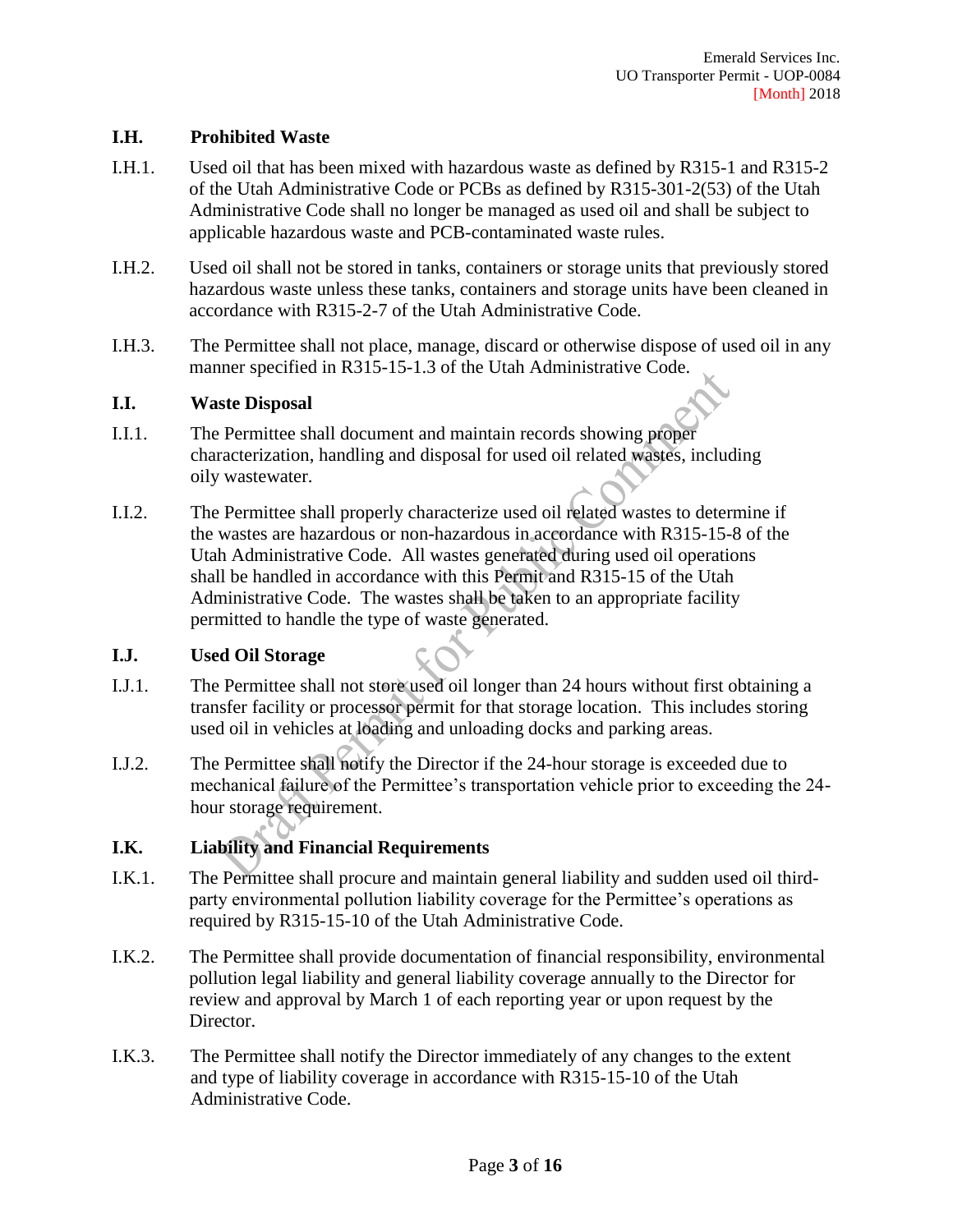### I.H. Prohibited Waste

I.H.1. Used oil that has been mixed with hazardous waste as defined by R315-1 and R315-2 of the Utah Administrative Code or PCBs as defined by R315-301-2(53) of the Utah Administrative Code shall no longer be managed as used oil and shall be subject to applicable hazardous waste and PCB-contaminated waste rules.

I.H.2. Used oil shall not be stored in tanks, containers or storage units that previously stored hazardous waste unless these tanks, containers and storage units have been cleaned in accordance with R315-2-7 of the Utah Administrative Code.

I.H.3. The Permittee shall not place, manage, discard or otherwise dispose of used oil in any manner specified in R315-15-1.3 of the Utah Administrative Code.

### I.I. Waste Disposal

I.I.1. The Permittee shall document and maintain records showing proper characterization, handling and disposal for used oil related wastes, including oily wastewater.

I.I.2. The Permittee shall properly characterize used oil related wastes to determine if the wastes are hazardous or non-hazardous in accordance with R315-15-8 of the Utah Administrative Code. All wastes generated during used oil operations shall be handled in accordance with this Permit and R315-15 of the Utah Administrative Code. The wastes shall be taken to an appropriate facility permitted to handle the type of waste generated.

### I.J. Used Oil Storage

I.J.1. The Permittee shall not store used oil longer than 24 hours without first obtaining a transfer facility or processor permit for that storage location. This includes storing used oil in vehicles at loading and unloading docks and parking areas.

I.J.2. The Permittee shall notify the Director if the 24-hour storage is exceeded due to mechanical failure of the Permittee's transportation vehicle prior to exceeding the 24-hour storage requirement.

### I.K. Liability and Financial Requirements

I.K.1. The Permittee shall procure and maintain general liability and sudden used oil third-party environmental pollution liability coverage for the Permittee's operations as required by R315-15-10 of the Utah Administrative Code.

I.K.2. The Permittee shall provide documentation of financial responsibility, environmental pollution legal liability and general liability coverage annually to the Director for review and approval by March 1 of each reporting year or upon request by the Director.

I.K.3. The Permittee shall notify the Director immediately of any changes to the extent and type of liability coverage in accordance with R315-15-10 of the Utah Administrative Code.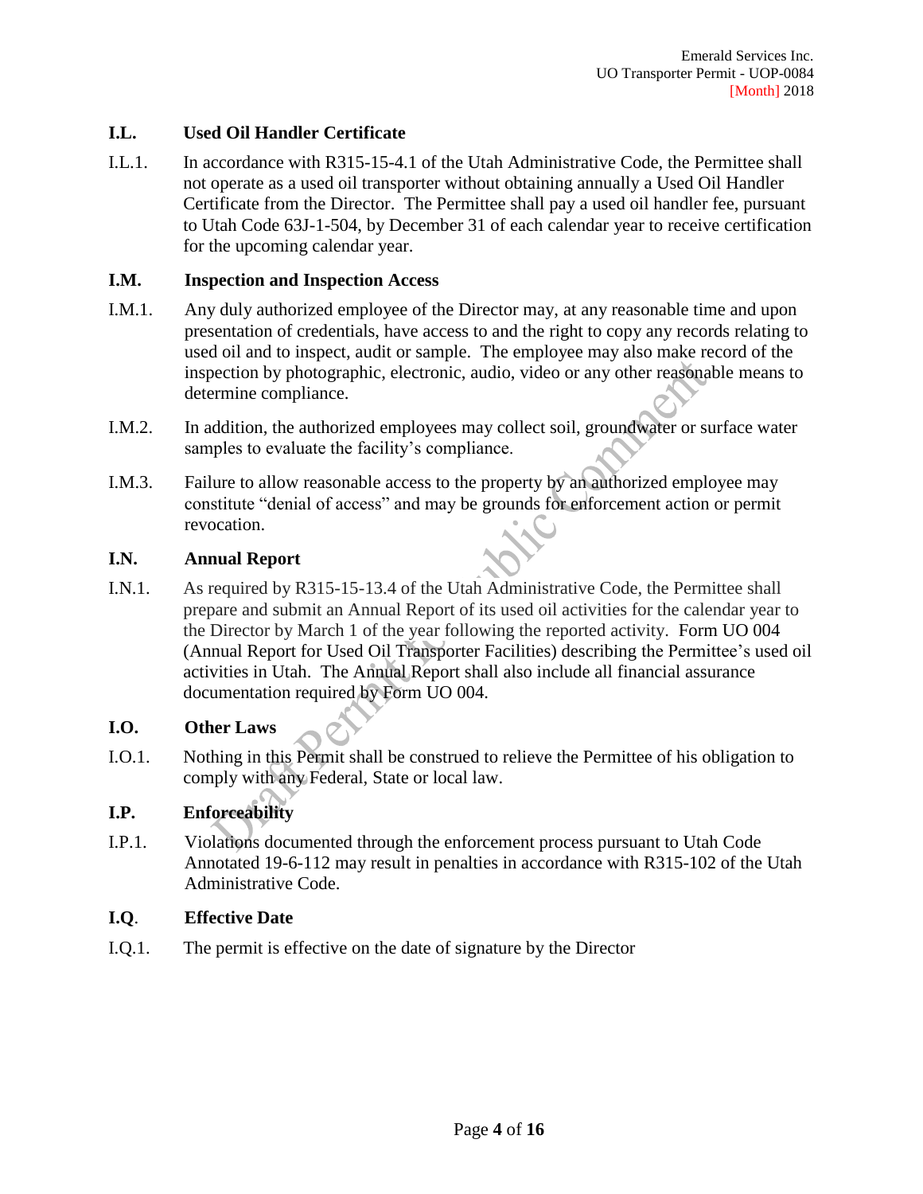### I.L. Used Oil Handler Certificate

I.L.1. In accordance with R315-15-4.1 of the Utah Administrative Code, the Permittee shall not operate as a used oil transporter without obtaining annually a Used Oil Handler Certificate from the Director. The Permittee shall pay a used oil handler fee, pursuant to Utah Code 63J-1-504, by December 31 of each calendar year to receive certification for the upcoming calendar year.

### I.M. Inspection and Inspection Access

I.M.1. Any duly authorized employee of the Director may, at any reasonable time and upon presentation of credentials, have access to and the right to copy any records relating to used oil and to inspect, audit or sample. The employee may also make record of the inspection by photographic, electronic, audio, video or any other reasonable means to determine compliance.

I.M.2. In addition, the authorized employees may collect soil, groundwater or surface water samples to evaluate the facility's compliance.

I.M.3. Failure to allow reasonable access to the property by an authorized employee may constitute "denial of access" and may be grounds for enforcement action or permit revocation.

### I.N. Annual Report

I.N.1. As required by R315-15-13.4 of the Utah Administrative Code, the Permittee shall prepare and submit an Annual Report of its used oil activities for the calendar year to the Director by March 1 of the year following the reported activity. Form UO 004 (Annual Report for Used Oil Transporter Facilities) describing the Permittee's used oil activities in Utah. The Annual Report shall also include all financial assurance documentation required by Form UO 004.

### I.O. Other Laws

I.O.1. Nothing in this Permit shall be construed to relieve the Permittee of his obligation to comply with any Federal, State or local law.

### I.P. Enforceability

I.P.1. Violations documented through the enforcement process pursuant to Utah Code Annotated 19-6-112 may result in penalties in accordance with R315-102 of the Utah Administrative Code.

### I.Q. Effective Date

I.Q.1. The permit is effective on the date of signature by the Director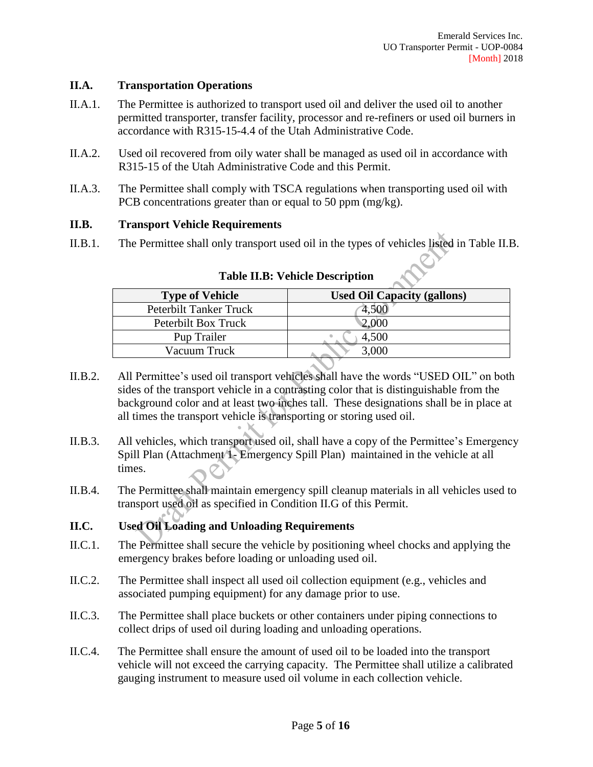### II.A. Transportation Operations

II.A.1. The Permittee is authorized to transport used oil and deliver the used oil to another permitted transporter, transfer facility, processor and re-refiners or used oil burners in accordance with R315-15-4.4 of the Utah Administrative Code.

II.A.2. Used oil recovered from oily water shall be managed as used oil in accordance with R315-15 of the Utah Administrative Code and this Permit.

II.A.3. The Permittee shall comply with TSCA regulations when transporting used oil with PCB concentrations greater than or equal to 50 ppm (mg/kg).

### II.B. Transport Vehicle Requirements

II.B.1. The Permittee shall only transport used oil in the types of vehicles listed in Table II.B.

**Table II.B: Vehicle Description**

| Type of Vehicle | Used Oil Capacity (gallons) |
|---|---|
| Peterbilt Tanker Truck | 4,500 |
| Peterbilt Box Truck | 2,000 |
| Pup Trailer | 4,500 |
| Vacuum Truck | 3,000 |

II.B.2. All Permittee's used oil transport vehicles shall have the words "USED OIL" on both sides of the transport vehicle in a contrasting color that is distinguishable from the background color and at least two inches tall. These designations shall be in place at all times the transport vehicle is transporting or storing used oil.

II.B.3. All vehicles, which transport used oil, shall have a copy of the Permittee's Emergency Spill Plan (Attachment 1- Emergency Spill Plan) maintained in the vehicle at all times.

II.B.4. The Permittee shall maintain emergency spill cleanup materials in all vehicles used to transport used oil as specified in Condition II.G of this Permit.

### II.C. Used Oil Loading and Unloading Requirements

II.C.1. The Permittee shall secure the vehicle by positioning wheel chocks and applying the emergency brakes before loading or unloading used oil.

II.C.2. The Permittee shall inspect all used oil collection equipment (e.g., vehicles and associated pumping equipment) for any damage prior to use.

II.C.3. The Permittee shall place buckets or other containers under piping connections to collect drips of used oil during loading and unloading operations.

II.C.4. The Permittee shall ensure the amount of used oil to be loaded into the transport vehicle will not exceed the carrying capacity. The Permittee shall utilize a calibrated gauging instrument to measure used oil volume in each collection vehicle.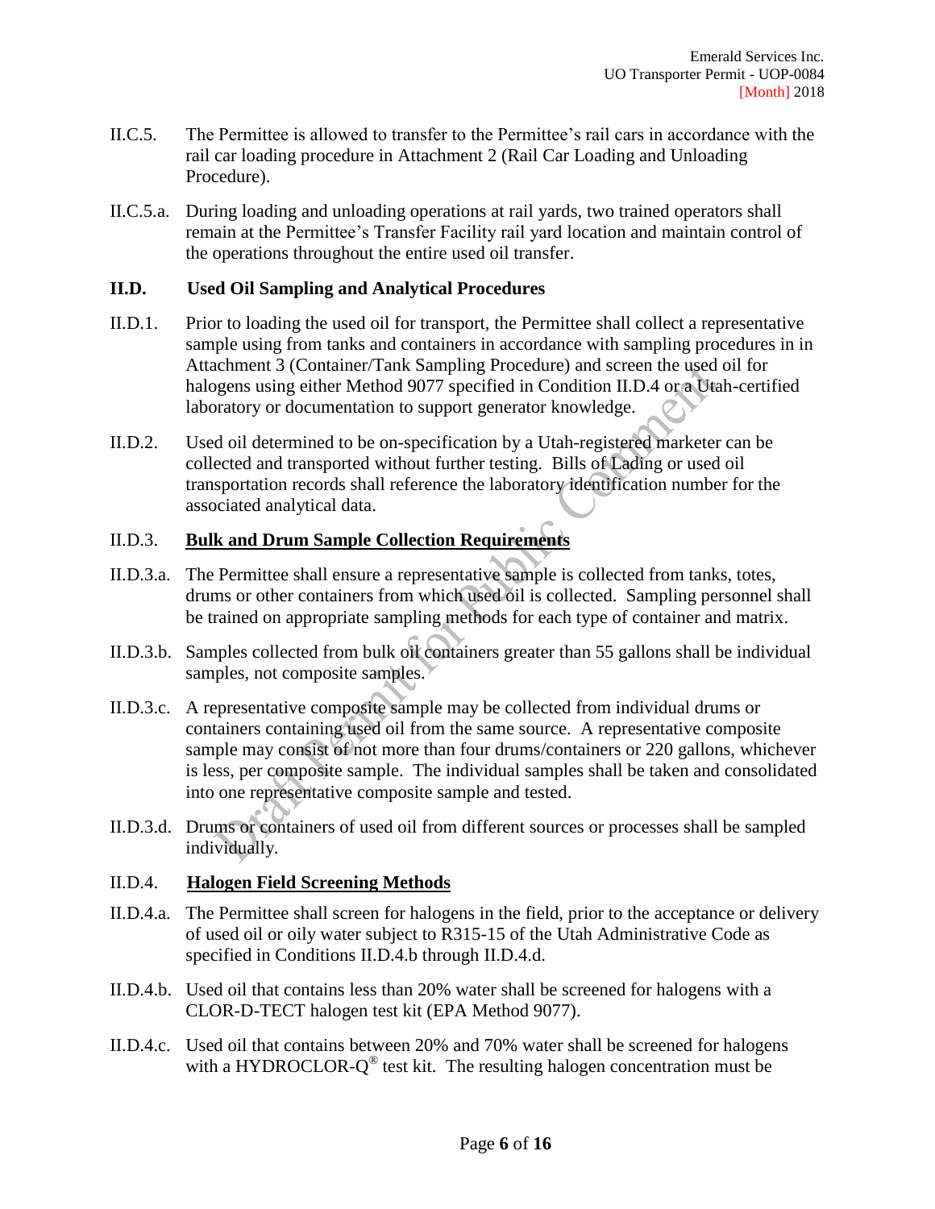II.C.5. The Permittee is allowed to transfer to the Permittee's rail cars in accordance with the rail car loading procedure in Attachment 2 (Rail Car Loading and Unloading Procedure).

II.C.5.a. During loading and unloading operations at rail yards, two trained operators shall remain at the Permittee's Transfer Facility rail yard location and maintain control of the operations throughout the entire used oil transfer.

## II.D. Used Oil Sampling and Analytical Procedures

II.D.1. Prior to loading the used oil for transport, the Permittee shall collect a representative sample using from tanks and containers in accordance with sampling procedures in in Attachment 3 (Container/Tank Sampling Procedure) and screen the used oil for halogens using either Method 9077 specified in Condition II.D.4 or a Utah-certified laboratory or documentation to support generator knowledge.

II.D.2. Used oil determined to be on-specification by a Utah-registered marketer can be collected and transported without further testing. Bills of Lading or used oil transportation records shall reference the laboratory identification number for the associated analytical data.

II.D.3. **Bulk and Drum Sample Collection Requirements**

II.D.3.a. The Permittee shall ensure a representative sample is collected from tanks, totes, drums or other containers from which used oil is collected. Sampling personnel shall be trained on appropriate sampling methods for each type of container and matrix.

II.D.3.b. Samples collected from bulk oil containers greater than 55 gallons shall be individual samples, not composite samples.

II.D.3.c. A representative composite sample may be collected from individual drums or containers containing used oil from the same source. A representative composite sample may consist of not more than four drums/containers or 220 gallons, whichever is less, per composite sample. The individual samples shall be taken and consolidated into one representative composite sample and tested.

II.D.3.d. Drums or containers of used oil from different sources or processes shall be sampled individually.

II.D.4. **Halogen Field Screening Methods**

II.D.4.a. The Permittee shall screen for halogens in the field, prior to the acceptance or delivery of used oil or oily water subject to R315-15 of the Utah Administrative Code as specified in Conditions II.D.4.b through II.D.4.d.

II.D.4.b. Used oil that contains less than 20% water shall be screened for halogens with a CLOR-D-TECT halogen test kit (EPA Method 9077).

II.D.4.c. Used oil that contains between 20% and 70% water shall be screened for halogens with a HYDROCLOR-Q® test kit. The resulting halogen concentration must be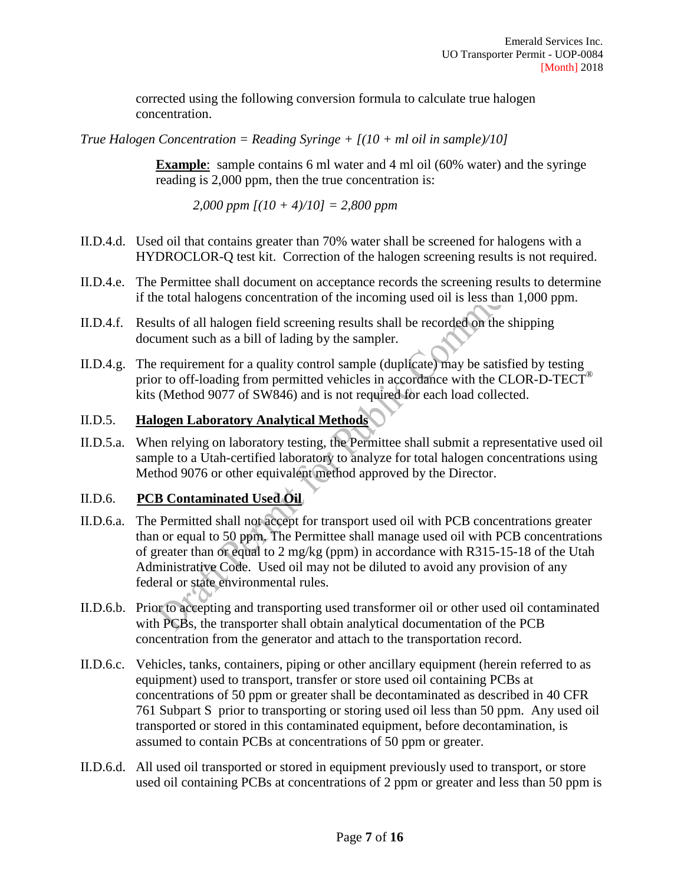corrected using the following conversion formula to calculate true halogen concentration.

*True Halogen Concentration = Reading Syringe + [(10 + ml oil in sample)/10]*

**Example**: sample contains 6 ml water and 4 ml oil (60% water) and the syringe reading is 2,000 ppm, then the true concentration is:

*2,000 ppm [(10 + 4)/10] = 2,800 ppm*

II.D.4.d. Used oil that contains greater than 70% water shall be screened for halogens with a HYDROCLOR-Q test kit. Correction of the halogen screening results is not required.

II.D.4.e. The Permittee shall document on acceptance records the screening results to determine if the total halogens concentration of the incoming used oil is less than 1,000 ppm.

II.D.4.f. Results of all halogen field screening results shall be recorded on the shipping document such as a bill of lading by the sampler.

II.D.4.g. The requirement for a quality control sample (duplicate) may be satisfied by testing prior to off-loading from permitted vehicles in accordance with the CLOR-D-TECT® kits (Method 9077 of SW846) and is not required for each load collected.

II.D.5. **Halogen Laboratory Analytical Methods**

II.D.5.a. When relying on laboratory testing, the Permittee shall submit a representative used oil sample to a Utah-certified laboratory to analyze for total halogen concentrations using Method 9076 or other equivalent method approved by the Director.

II.D.6. **PCB Contaminated Used Oil**

II.D.6.a. The Permitted shall not accept for transport used oil with PCB concentrations greater than or equal to 50 ppm. The Permittee shall manage used oil with PCB concentrations of greater than or equal to 2 mg/kg (ppm) in accordance with R315-15-18 of the Utah Administrative Code. Used oil may not be diluted to avoid any provision of any federal or state environmental rules.

II.D.6.b. Prior to accepting and transporting used transformer oil or other used oil contaminated with PCBs, the transporter shall obtain analytical documentation of the PCB concentration from the generator and attach to the transportation record.

II.D.6.c. Vehicles, tanks, containers, piping or other ancillary equipment (herein referred to as equipment) used to transport, transfer or store used oil containing PCBs at concentrations of 50 ppm or greater shall be decontaminated as described in 40 CFR 761 Subpart S prior to transporting or storing used oil less than 50 ppm. Any used oil transported or stored in this contaminated equipment, before decontamination, is assumed to contain PCBs at concentrations of 50 ppm or greater.

II.D.6.d. All used oil transported or stored in equipment previously used to transport, or store used oil containing PCBs at concentrations of 2 ppm or greater and less than 50 ppm is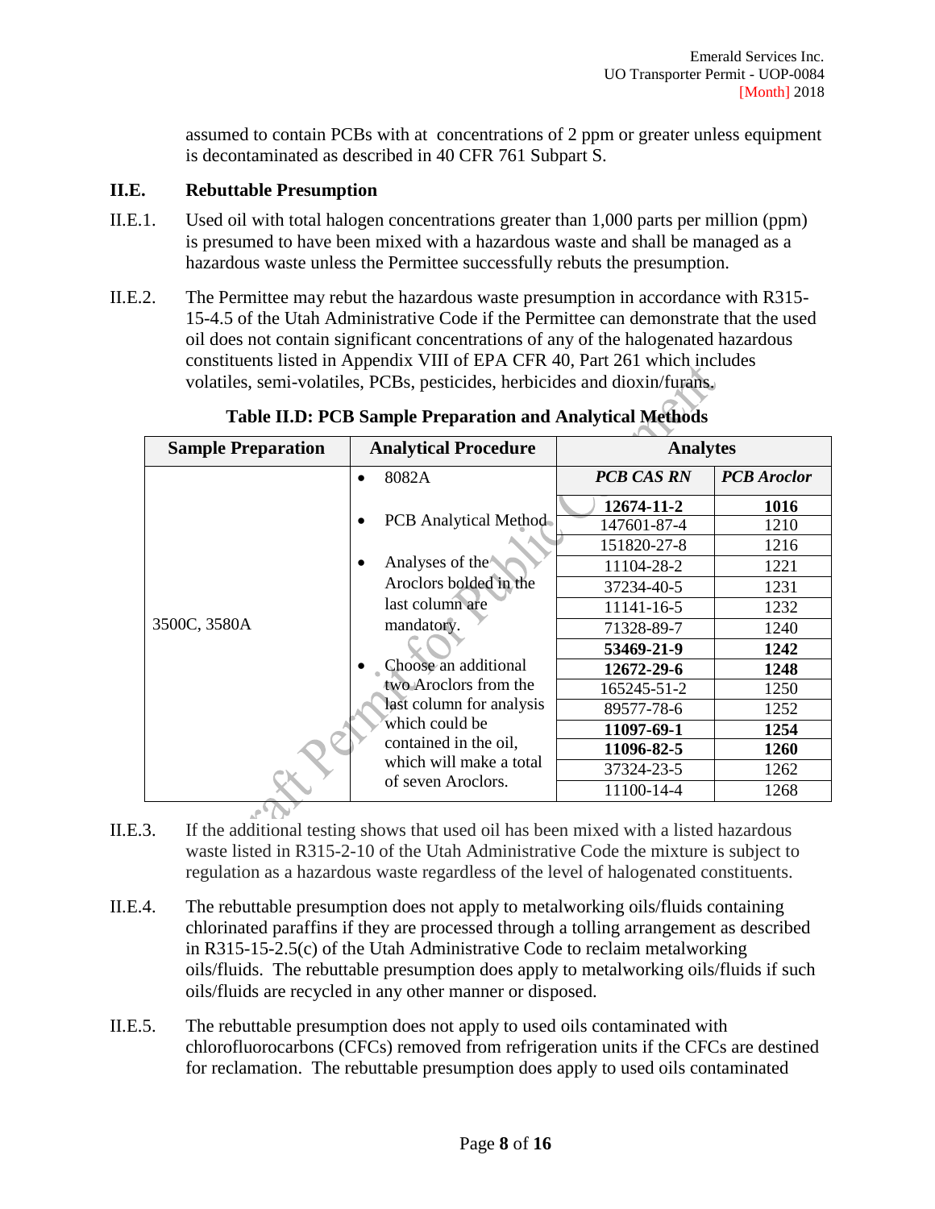assumed to contain PCBs with at concentrations of 2 ppm or greater unless equipment is decontaminated as described in 40 CFR 761 Subpart S.

## II.E. Rebuttable Presumption

II.E.1. Used oil with total halogen concentrations greater than 1,000 parts per million (ppm) is presumed to have been mixed with a hazardous waste and shall be managed as a hazardous waste unless the Permittee successfully rebuts the presumption.

II.E.2. The Permittee may rebut the hazardous waste presumption in accordance with R315-15-4.5 of the Utah Administrative Code if the Permittee can demonstrate that the used oil does not contain significant concentrations of any of the halogenated hazardous constituents listed in Appendix VIII of EPA CFR 40, Part 261 which includes volatiles, semi-volatiles, PCBs, pesticides, herbicides and dioxin/furans.

**Table II.D: PCB Sample Preparation and Analytical Methods**

| Sample Preparation | Analytical Procedure | Analytes | |
|---|---|---|---|
| 3500C, 3580A | • 8082A<br>• PCB Analytical Method<br>• Analyses of the Aroclors bolded in the last column are mandatory.<br>• Choose an additional two Aroclors from the last column for analysis which could be contained in the oil, which will make a total of seven Aroclors. | ***PCB CAS RN*** | ***PCB Aroclor*** |
| | | **12674-11-2** | **1016** |
| | | 147601-87-4 | 1210 |
| | | 151820-27-8 | 1216 |
| | | 11104-28-2 | 1221 |
| | | 37234-40-5 | 1231 |
| | | 11141-16-5 | 1232 |
| | | 71328-89-7 | 1240 |
| | | **53469-21-9** | **1242** |
| | | **12672-29-6** | **1248** |
| | | 165245-51-2 | 1250 |
| | | 89577-78-6 | 1252 |
| | | **11097-69-1** | **1254** |
| | | **11096-82-5** | **1260** |
| | | 37324-23-5 | 1262 |
| | | 11100-14-4 | 1268 |

II.E.3. If the additional testing shows that used oil has been mixed with a listed hazardous waste listed in R315-2-10 of the Utah Administrative Code the mixture is subject to regulation as a hazardous waste regardless of the level of halogenated constituents.

II.E.4. The rebuttable presumption does not apply to metalworking oils/fluids containing chlorinated paraffins if they are processed through a tolling arrangement as described in R315-15-2.5(c) of the Utah Administrative Code to reclaim metalworking oils/fluids. The rebuttable presumption does apply to metalworking oils/fluids if such oils/fluids are recycled in any other manner or disposed.

II.E.5. The rebuttable presumption does not apply to used oils contaminated with chlorofluorocarbons (CFCs) removed from refrigeration units if the CFCs are destined for reclamation. The rebuttable presumption does apply to used oils contaminated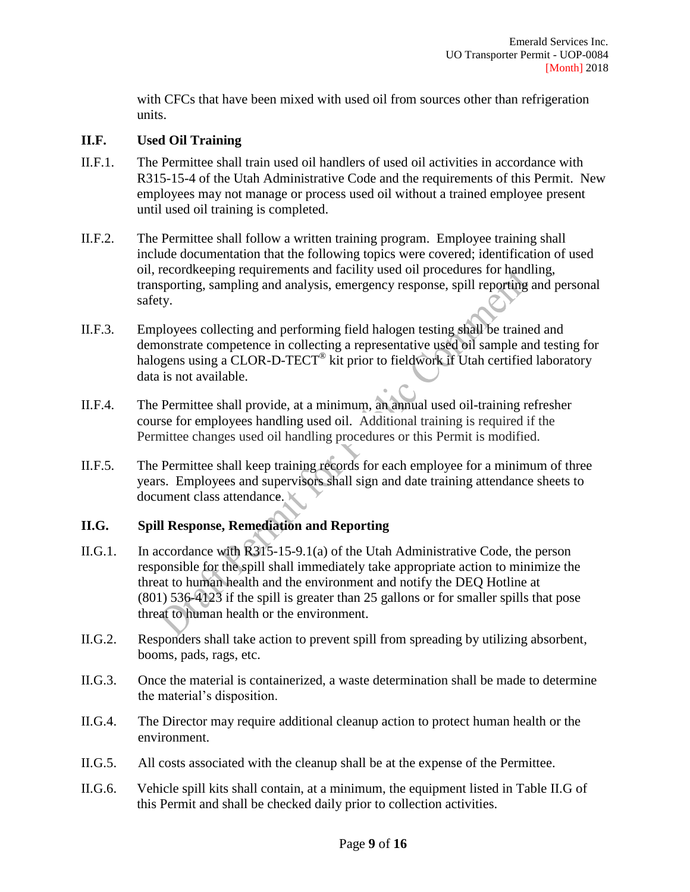with CFCs that have been mixed with used oil from sources other than refrigeration units.

## II.F. Used Oil Training

II.F.1. The Permittee shall train used oil handlers of used oil activities in accordance with R315-15-4 of the Utah Administrative Code and the requirements of this Permit. New employees may not manage or process used oil without a trained employee present until used oil training is completed.

II.F.2. The Permittee shall follow a written training program. Employee training shall include documentation that the following topics were covered; identification of used oil, recordkeeping requirements and facility used oil procedures for handling, transporting, sampling and analysis, emergency response, spill reporting and personal safety.

II.F.3. Employees collecting and performing field halogen testing shall be trained and demonstrate competence in collecting a representative used oil sample and testing for halogens using a CLOR-D-TECT® kit prior to fieldwork if Utah certified laboratory data is not available.

II.F.4. The Permittee shall provide, at a minimum, an annual used oil-training refresher course for employees handling used oil. Additional training is required if the Permittee changes used oil handling procedures or this Permit is modified.

II.F.5. The Permittee shall keep training records for each employee for a minimum of three years. Employees and supervisors shall sign and date training attendance sheets to document class attendance.

## II.G. Spill Response, Remediation and Reporting

II.G.1. In accordance with R315-15-9.1(a) of the Utah Administrative Code, the person responsible for the spill shall immediately take appropriate action to minimize the threat to human health and the environment and notify the DEQ Hotline at (801) 536-4123 if the spill is greater than 25 gallons or for smaller spills that pose threat to human health or the environment.

II.G.2. Responders shall take action to prevent spill from spreading by utilizing absorbent, booms, pads, rags, etc.

II.G.3. Once the material is containerized, a waste determination shall be made to determine the material's disposition.

II.G.4. The Director may require additional cleanup action to protect human health or the environment.

II.G.5. All costs associated with the cleanup shall be at the expense of the Permittee.

II.G.6. Vehicle spill kits shall contain, at a minimum, the equipment listed in Table II.G of this Permit and shall be checked daily prior to collection activities.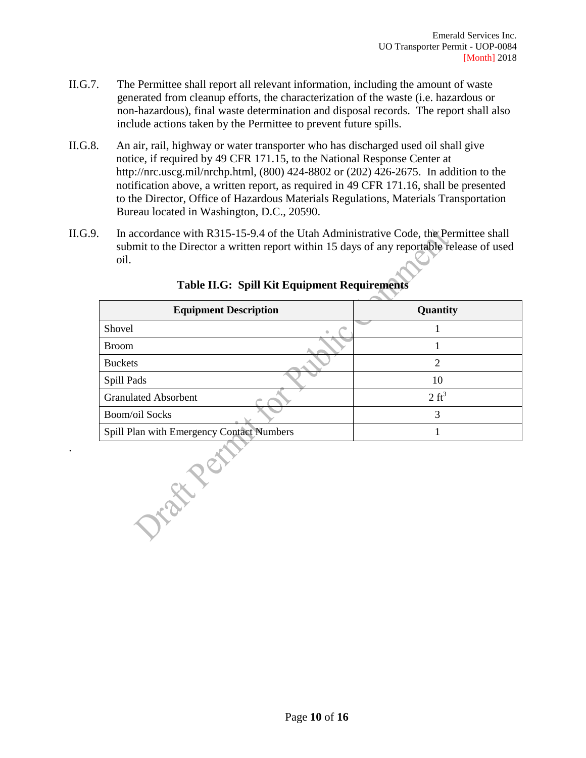II.G.7. The Permittee shall report all relevant information, including the amount of waste generated from cleanup efforts, the characterization of the waste (i.e. hazardous or non-hazardous), final waste determination and disposal records. The report shall also include actions taken by the Permittee to prevent future spills.

II.G.8. An air, rail, highway or water transporter who has discharged used oil shall give notice, if required by 49 CFR 171.15, to the National Response Center at http://nrc.uscg.mil/nrchp.html, (800) 424-8802 or (202) 426-2675. In addition to the notification above, a written report, as required in 49 CFR 171.16, shall be presented to the Director, Office of Hazardous Materials Regulations, Materials Transportation Bureau located in Washington, D.C., 20590.

II.G.9. In accordance with R315-15-9.4 of the Utah Administrative Code, the Permittee shall submit to the Director a written report within 15 days of any reportable release of used oil.

**Table II.G: Spill Kit Equipment Requirements**

| Equipment Description | Quantity |
|---|---|
| Shovel | 1 |
| Broom | 1 |
| Buckets | 2 |
| Spill Pads | 10 |
| Granulated Absorbent | 2 $ft^3$ |
| Boom/oil Socks | 3 |
| Spill Plan with Emergency Contact Numbers | 1 |

.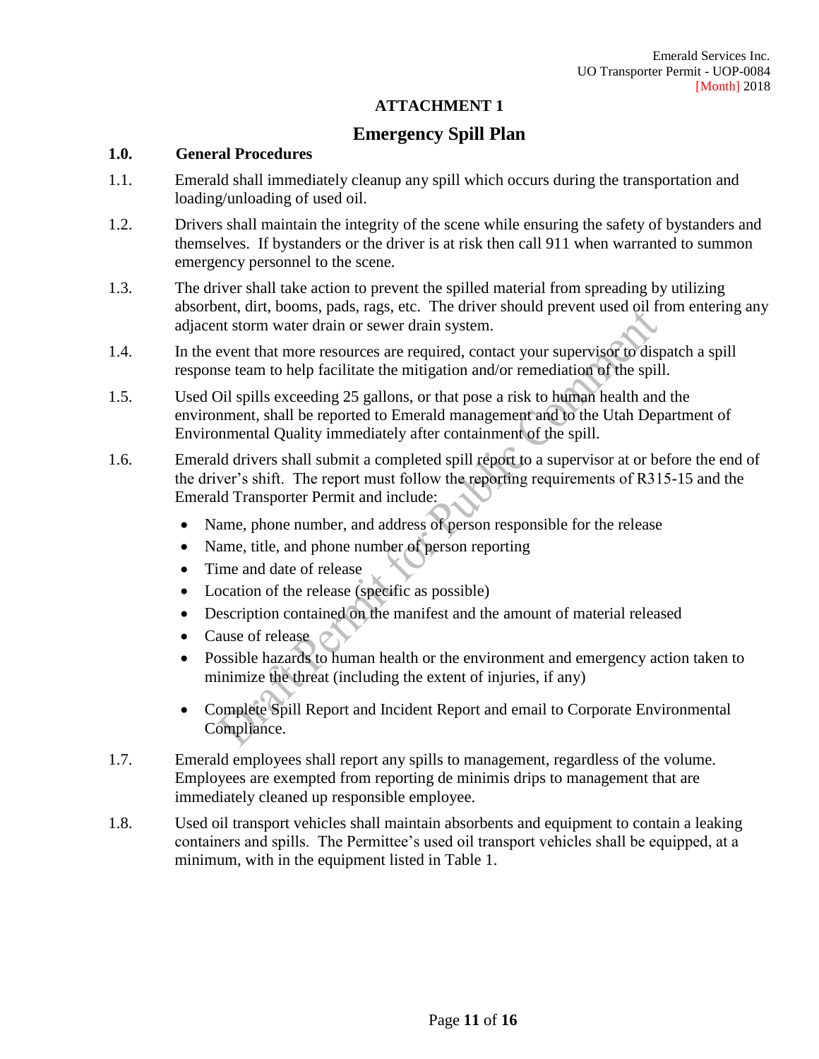# ATTACHMENT 1

## Emergency Spill Plan

### 1.0. General Procedures

1.1. Emerald shall immediately cleanup any spill which occurs during the transportation and loading/unloading of used oil.

1.2. Drivers shall maintain the integrity of the scene while ensuring the safety of bystanders and themselves. If bystanders or the driver is at risk then call 911 when warranted to summon emergency personnel to the scene.

1.3. The driver shall take action to prevent the spilled material from spreading by utilizing absorbent, dirt, booms, pads, rags, etc. The driver should prevent used oil from entering any adjacent storm water drain or sewer drain system.

1.4. In the event that more resources are required, contact your supervisor to dispatch a spill response team to help facilitate the mitigation and/or remediation of the spill.

1.5. Used Oil spills exceeding 25 gallons, or that pose a risk to human health and the environment, shall be reported to Emerald management and to the Utah Department of Environmental Quality immediately after containment of the spill.

1.6. Emerald drivers shall submit a completed spill report to a supervisor at or before the end of the driver's shift. The report must follow the reporting requirements of R315-15 and the Emerald Transporter Permit and include:

- Name, phone number, and address of person responsible for the release
- Name, title, and phone number of person reporting
- Time and date of release
- Location of the release (specific as possible)
- Description contained on the manifest and the amount of material released
- Cause of release
- Possible hazards to human health or the environment and emergency action taken to minimize the threat (including the extent of injuries, if any)
- Complete Spill Report and Incident Report and email to Corporate Environmental Compliance.

1.7. Emerald employees shall report any spills to management, regardless of the volume. Employees are exempted from reporting de minimis drips to management that are immediately cleaned up responsible employee.

1.8. Used oil transport vehicles shall maintain absorbents and equipment to contain a leaking containers and spills. The Permittee's used oil transport vehicles shall be equipped, at a minimum, with in the equipment listed in Table 1.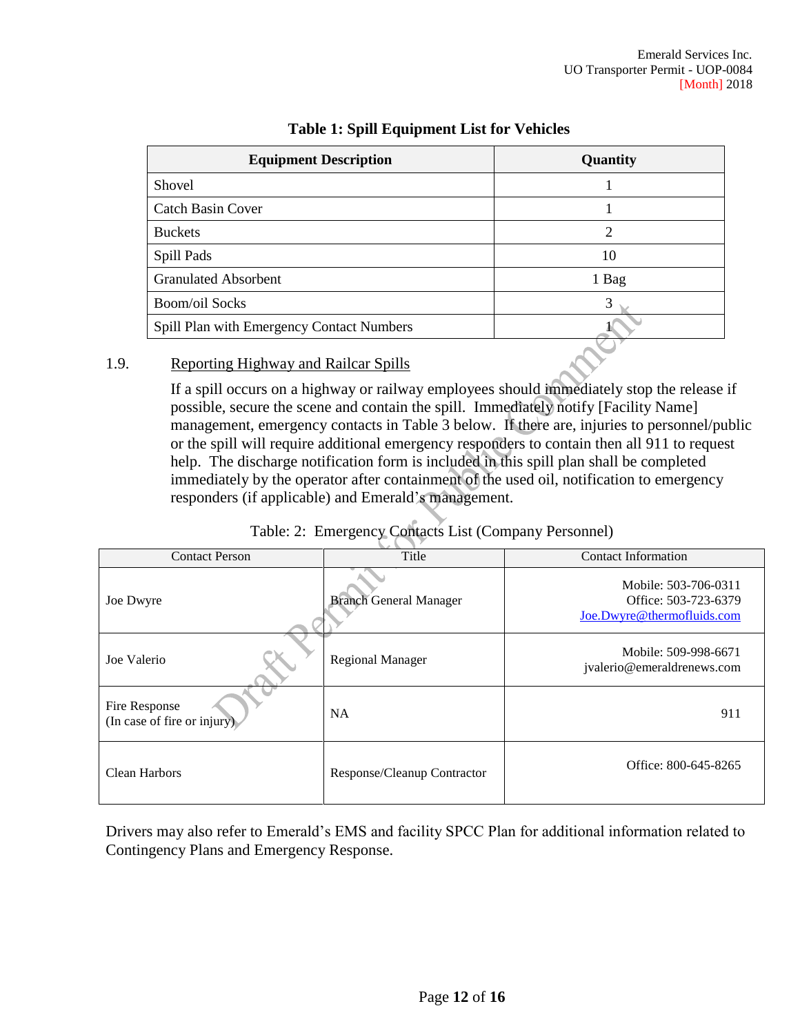**Table 1: Spill Equipment List for Vehicles**

| Equipment Description | Quantity |
| --- | --- |
| Shovel | 1 |
| Catch Basin Cover | 1 |
| Buckets | 2 |
| Spill Pads | 10 |
| Granulated Absorbent | 1 Bag |
| Boom/oil Socks | 3 |
| Spill Plan with Emergency Contact Numbers | 1 |

### 1.9. Reporting Highway and Railcar Spills

If a spill occurs on a highway or railway employees should immediately stop the release if possible, secure the scene and contain the spill. Immediately notify [Facility Name] management, emergency contacts in Table 3 below. If there are, injuries to personnel/public or the spill will require additional emergency responders to contain then all 911 to request help. The discharge notification form is included in this spill plan shall be completed immediately by the operator after containment of the used oil, notification to emergency responders (if applicable) and Emerald's management.

Table: 2: Emergency Contacts List (Company Personnel)

| Contact Person | Title | Contact Information |
| --- | --- | --- |
| Joe Dwyre | Branch General Manager | Mobile: 503-706-0311<br>Office: 503-723-6379<br>Joe.Dwyre@thermofluids.com |
| Joe Valerio | Regional Manager | Mobile: 509-998-6671<br>jvalerio@emeraldrenews.com |
| Fire Response<br>(In case of fire or injury) | NA | 911 |
| Clean Harbors | Response/Cleanup Contractor | Office: 800-645-8265 |

Drivers may also refer to Emerald's EMS and facility SPCC Plan for additional information related to Contingency Plans and Emergency Response.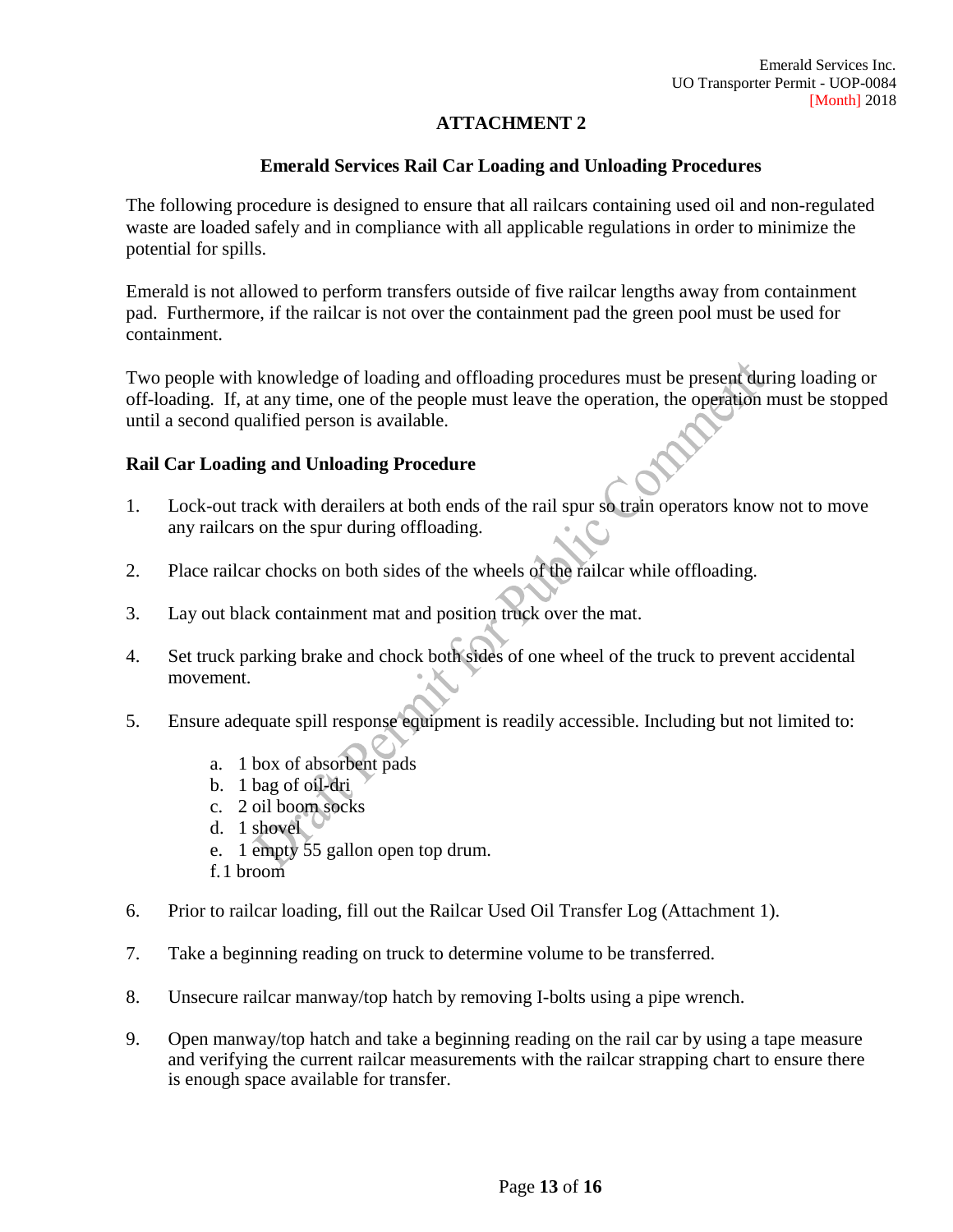## ATTACHMENT 2

### Emerald Services Rail Car Loading and Unloading Procedures

The following procedure is designed to ensure that all railcars containing used oil and non-regulated waste are loaded safely and in compliance with all applicable regulations in order to minimize the potential for spills.

Emerald is not allowed to perform transfers outside of five railcar lengths away from containment pad. Furthermore, if the railcar is not over the containment pad the green pool must be used for containment.

Two people with knowledge of loading and offloading procedures must be present during loading or off-loading. If, at any time, one of the people must leave the operation, the operation must be stopped until a second qualified person is available.

**Rail Car Loading and Unloading Procedure**

1. Lock-out track with derailers at both ends of the rail spur so train operators know not to move any railcars on the spur during offloading.

2. Place railcar chocks on both sides of the wheels of the railcar while offloading.

3. Lay out black containment mat and position truck over the mat.

4. Set truck parking brake and chock both sides of one wheel of the truck to prevent accidental movement.

5. Ensure adequate spill response equipment is readily accessible. Including but not limited to:

   a. 1 box of absorbent pads
   b. 1 bag of oil-dri
   c. 2 oil boom socks
   d. 1 shovel
   e. 1 empty 55 gallon open top drum.
   f. 1 broom

6. Prior to railcar loading, fill out the Railcar Used Oil Transfer Log (Attachment 1).

7. Take a beginning reading on truck to determine volume to be transferred.

8. Unsecure railcar manway/top hatch by removing I-bolts using a pipe wrench.

9. Open manway/top hatch and take a beginning reading on the rail car by using a tape measure and verifying the current railcar measurements with the railcar strapping chart to ensure there is enough space available for transfer.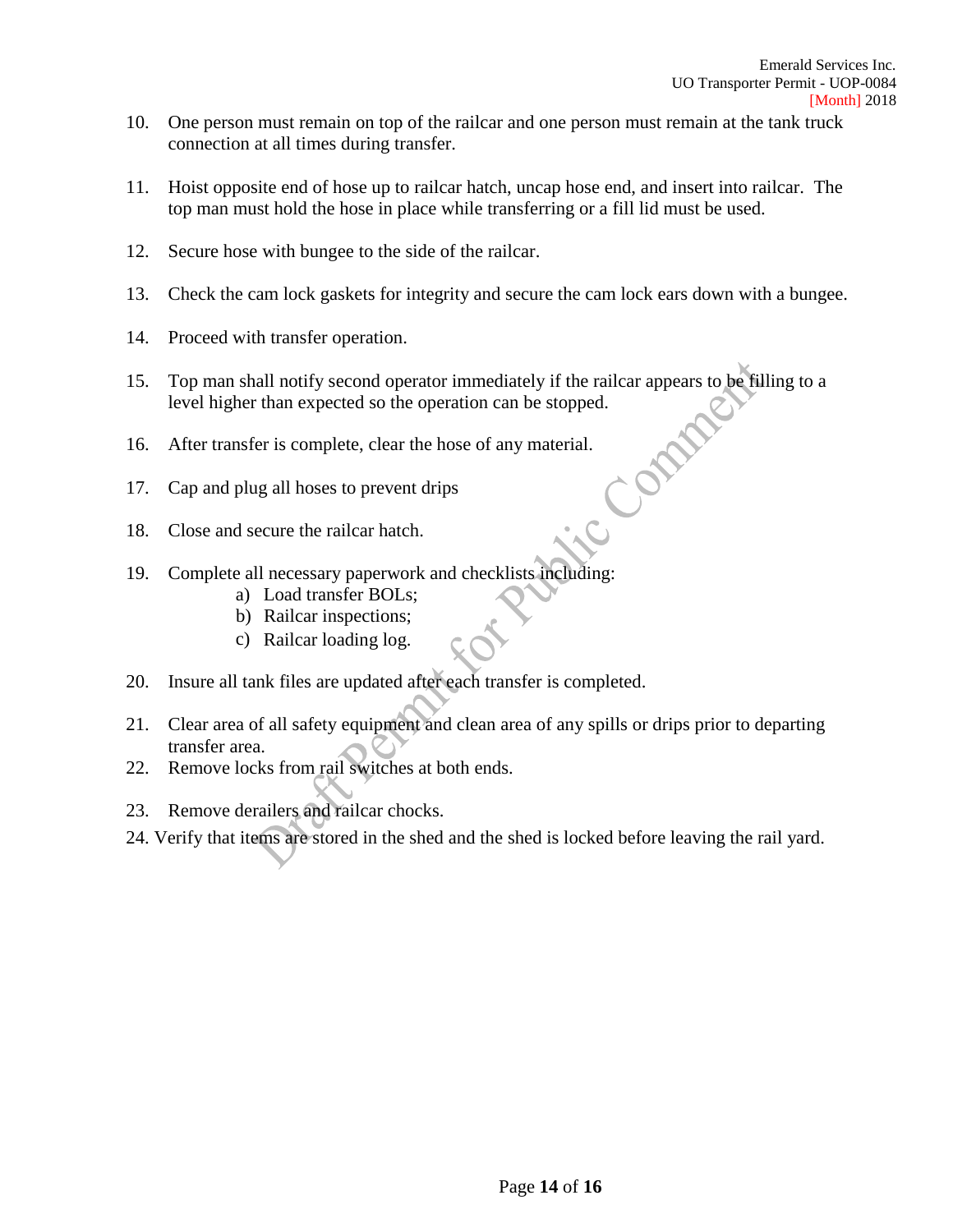10. One person must remain on top of the railcar and one person must remain at the tank truck connection at all times during transfer.

11. Hoist opposite end of hose up to railcar hatch, uncap hose end, and insert into railcar. The top man must hold the hose in place while transferring or a fill lid must be used.

12. Secure hose with bungee to the side of the railcar.

13. Check the cam lock gaskets for integrity and secure the cam lock ears down with a bungee.

14. Proceed with transfer operation.

15. Top man shall notify second operator immediately if the railcar appears to be filling to a level higher than expected so the operation can be stopped.

16. After transfer is complete, clear the hose of any material.

17. Cap and plug all hoses to prevent drips

18. Close and secure the railcar hatch.

19. Complete all necessary paperwork and checklists including:
    a) Load transfer BOLs;
    b) Railcar inspections;
    c) Railcar loading log.

20. Insure all tank files are updated after each transfer is completed.

21. Clear area of all safety equipment and clean area of any spills or drips prior to departing transfer area.

22. Remove locks from rail switches at both ends.

23. Remove derailers and railcar chocks.

24. Verify that items are stored in the shed and the shed is locked before leaving the rail yard.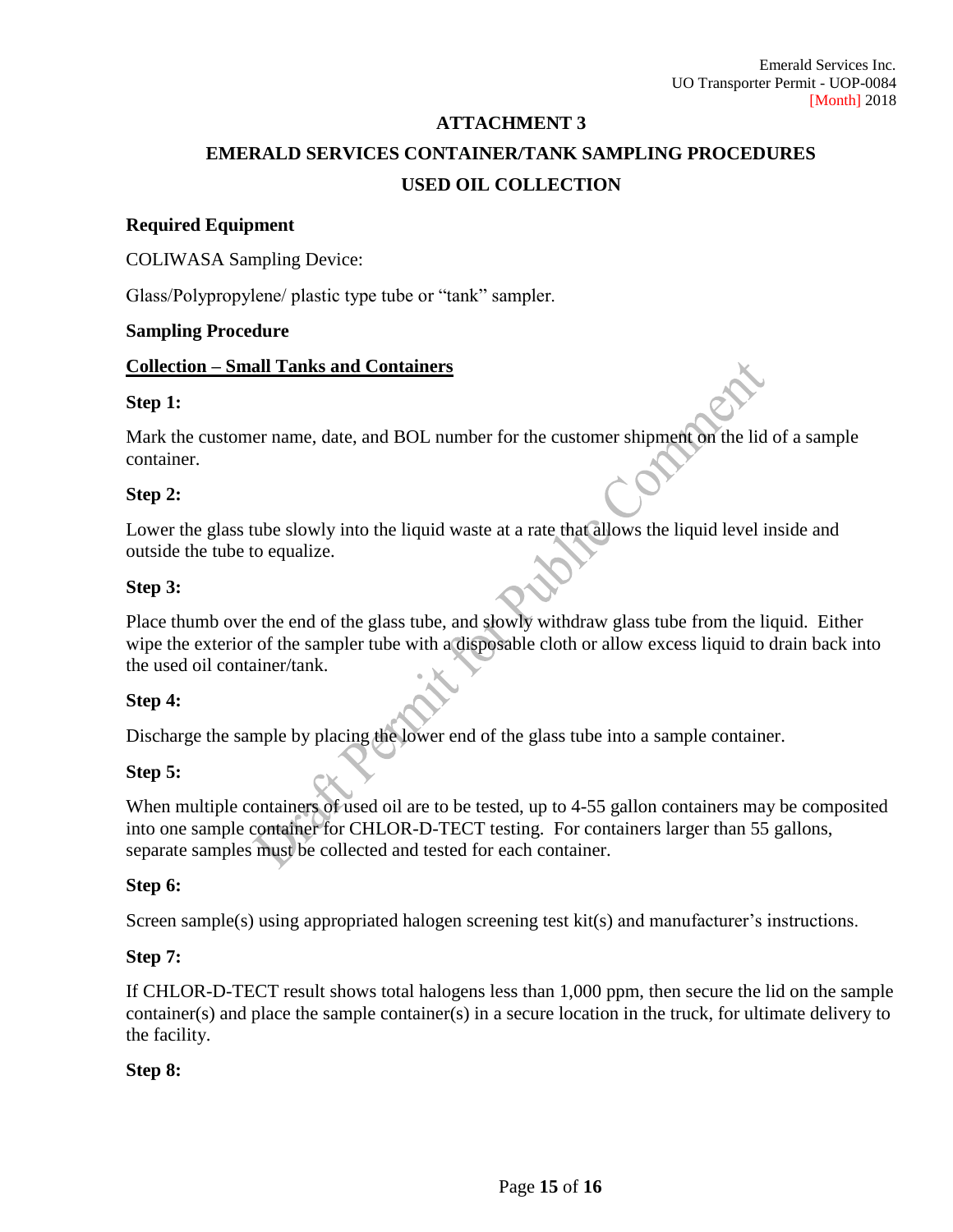# ATTACHMENT 3

## EMERALD SERVICES CONTAINER/TANK SAMPLING PROCEDURES

## USED OIL COLLECTION

**Required Equipment**

COLIWASA Sampling Device:

Glass/Polypropylene/ plastic type tube or "tank" sampler.

**Sampling Procedure**

**<u>Collection – Small Tanks and Containers</u>**

**Step 1:**

Mark the customer name, date, and BOL number for the customer shipment on the lid of a sample container.

**Step 2:**

Lower the glass tube slowly into the liquid waste at a rate that allows the liquid level inside and outside the tube to equalize.

**Step 3:**

Place thumb over the end of the glass tube, and slowly withdraw glass tube from the liquid. Either wipe the exterior of the sampler tube with a disposable cloth or allow excess liquid to drain back into the used oil container/tank.

**Step 4:**

Discharge the sample by placing the lower end of the glass tube into a sample container.

**Step 5:**

When multiple containers of used oil are to be tested, up to 4-55 gallon containers may be composited into one sample container for CHLOR-D-TECT testing. For containers larger than 55 gallons, separate samples must be collected and tested for each container.

**Step 6:**

Screen sample(s) using appropriated halogen screening test kit(s) and manufacturer's instructions.

**Step 7:**

If CHLOR-D-TECT result shows total halogens less than 1,000 ppm, then secure the lid on the sample container(s) and place the sample container(s) in a secure location in the truck, for ultimate delivery to the facility.

**Step 8:**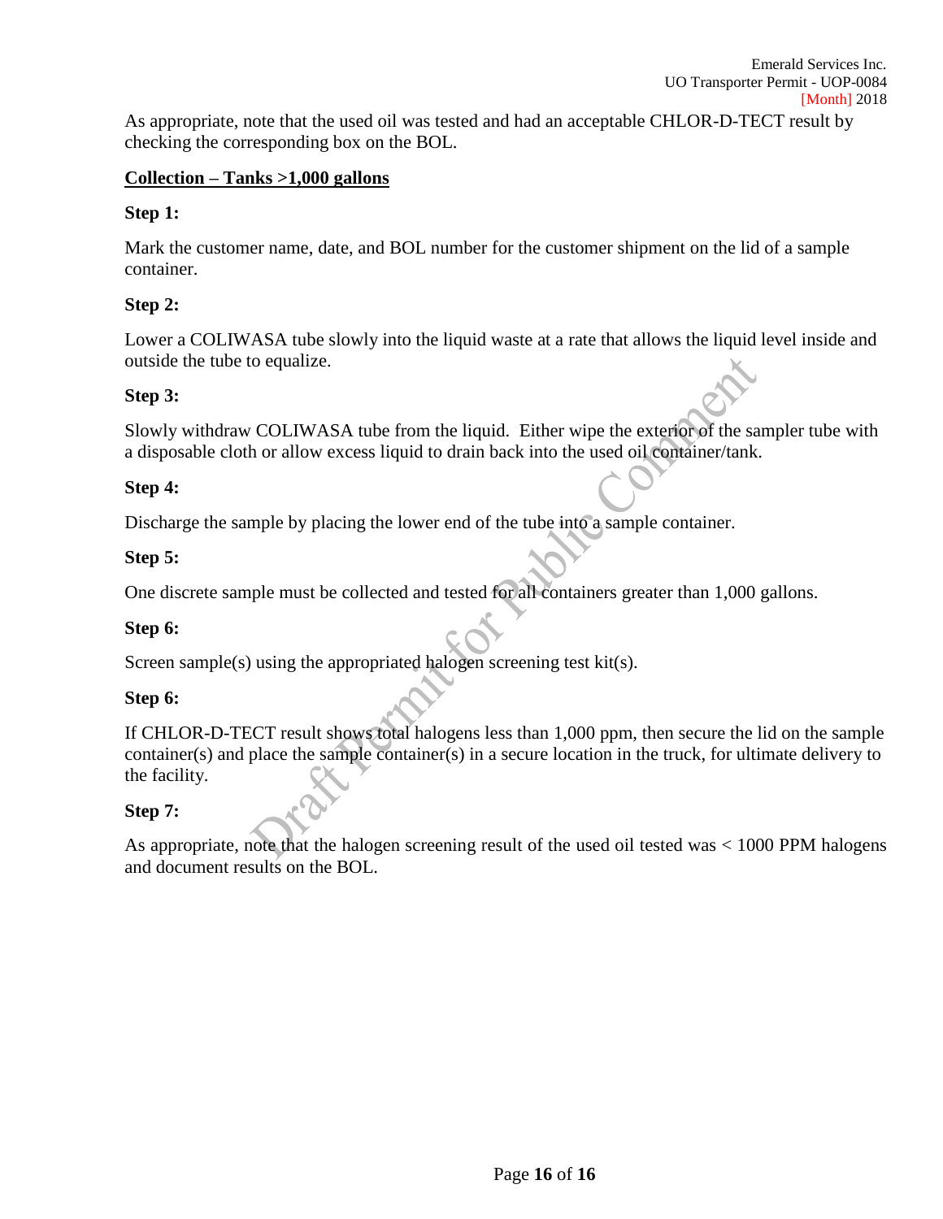As appropriate, note that the used oil was tested and had an acceptable CHLOR-D-TECT result by checking the corresponding box on the BOL.

**Collection – Tanks >1,000 gallons**

**Step 1:**

Mark the customer name, date, and BOL number for the customer shipment on the lid of a sample container.

**Step 2:**

Lower a COLIWASA tube slowly into the liquid waste at a rate that allows the liquid level inside and outside the tube to equalize.

**Step 3:**

Slowly withdraw COLIWASA tube from the liquid. Either wipe the exterior of the sampler tube with a disposable cloth or allow excess liquid to drain back into the used oil container/tank.

**Step 4:**

Discharge the sample by placing the lower end of the tube into a sample container.

**Step 5:**

One discrete sample must be collected and tested for all containers greater than 1,000 gallons.

**Step 6:**

Screen sample(s) using the appropriated halogen screening test kit(s).

**Step 6:**

If CHLOR-D-TECT result shows total halogens less than 1,000 ppm, then secure the lid on the sample container(s) and place the sample container(s) in a secure location in the truck, for ultimate delivery to the facility.

**Step 7:**

As appropriate, note that the halogen screening result of the used oil tested was < 1000 PPM halogens and document results on the BOL.